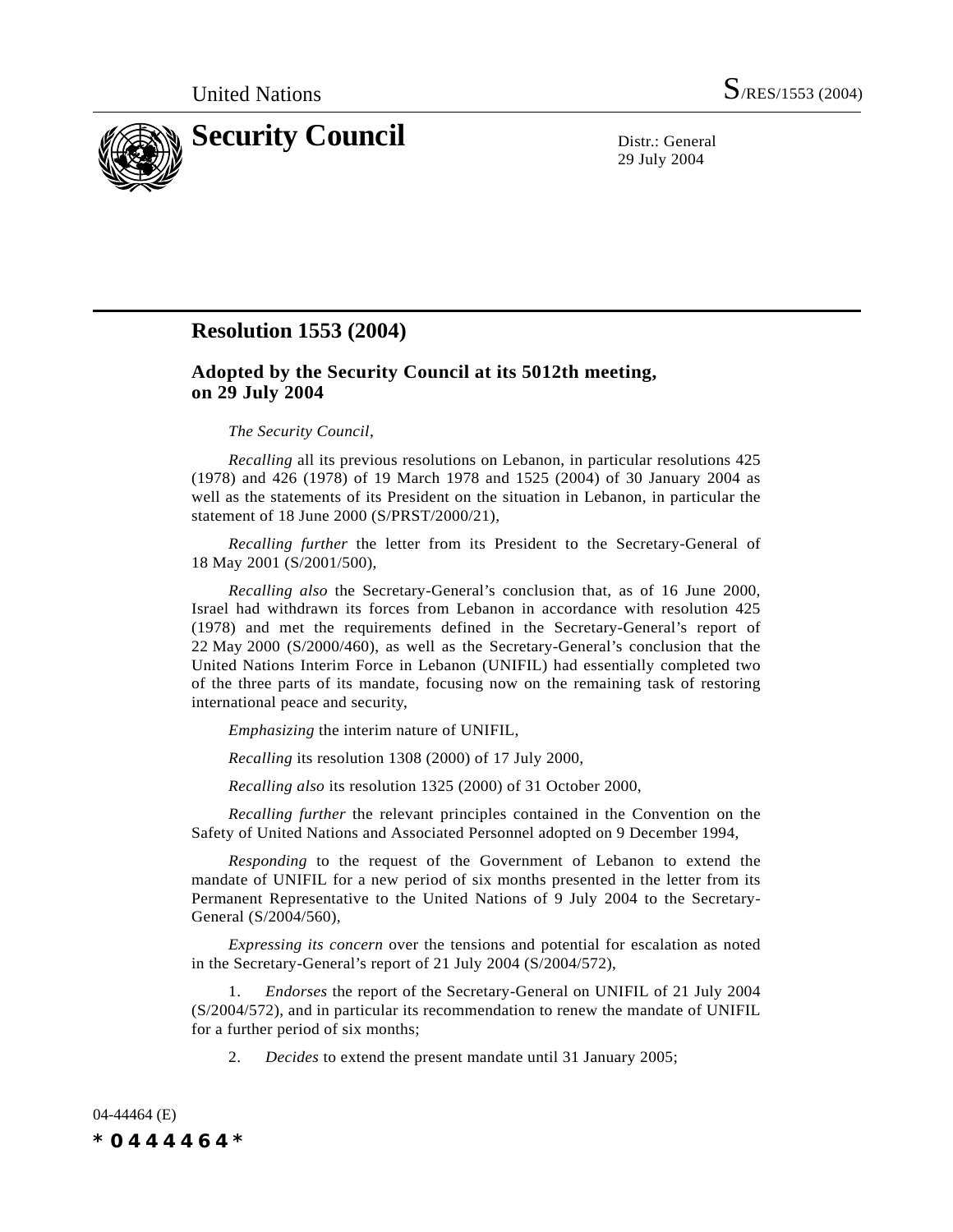United Nations S/RES/1553 (2004)

# Security Council

Distr.: General
29 July 2004

## Resolution 1553 (2004)

### Adopted by the Security Council at its 5012th meeting, on 29 July 2004

*The Security Council*,

*Recalling* all its previous resolutions on Lebanon, in particular resolutions 425 (1978) and 426 (1978) of 19 March 1978 and 1525 (2004) of 30 January 2004 as well as the statements of its President on the situation in Lebanon, in particular the statement of 18 June 2000 (S/PRST/2000/21),

*Recalling further* the letter from its President to the Secretary-General of 18 May 2001 (S/2001/500),

*Recalling also* the Secretary-General's conclusion that, as of 16 June 2000, Israel had withdrawn its forces from Lebanon in accordance with resolution 425 (1978) and met the requirements defined in the Secretary-General's report of 22 May 2000 (S/2000/460), as well as the Secretary-General's conclusion that the United Nations Interim Force in Lebanon (UNIFIL) had essentially completed two of the three parts of its mandate, focusing now on the remaining task of restoring international peace and security,

*Emphasizing* the interim nature of UNIFIL,

*Recalling* its resolution 1308 (2000) of 17 July 2000,

*Recalling also* its resolution 1325 (2000) of 31 October 2000,

*Recalling further* the relevant principles contained in the Convention on the Safety of United Nations and Associated Personnel adopted on 9 December 1994,

*Responding* to the request of the Government of Lebanon to extend the mandate of UNIFIL for a new period of six months presented in the letter from its Permanent Representative to the United Nations of 9 July 2004 to the Secretary-General (S/2004/560),

*Expressing its concern* over the tensions and potential for escalation as noted in the Secretary-General's report of 21 July 2004 (S/2004/572),

1. *Endorses* the report of the Secretary-General on UNIFIL of 21 July 2004 (S/2004/572), and in particular its recommendation to renew the mandate of UNIFIL for a further period of six months;

2. *Decides* to extend the present mandate until 31 January 2005;

04-44464 (E)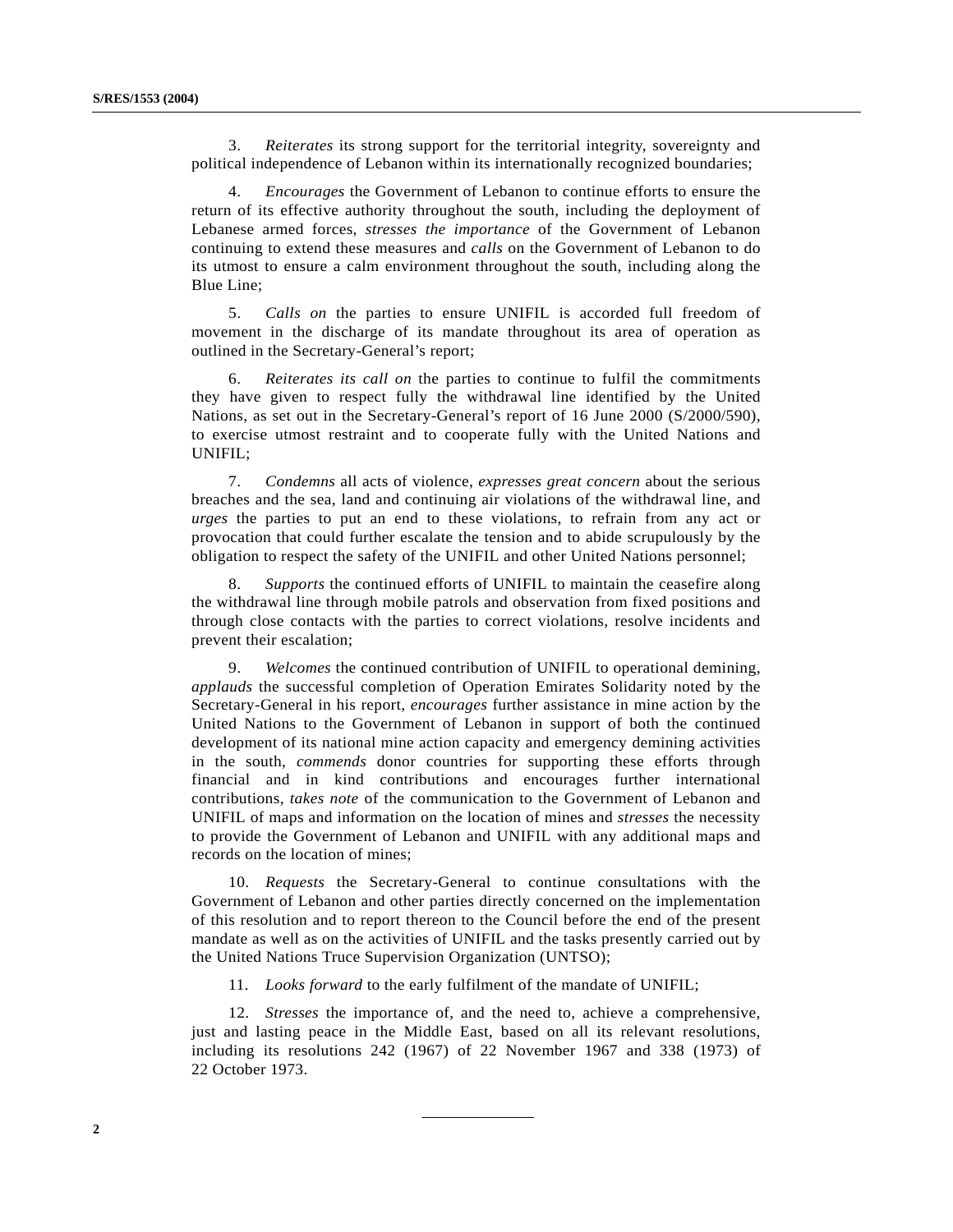3. *Reiterates* its strong support for the territorial integrity, sovereignty and political independence of Lebanon within its internationally recognized boundaries;

4. *Encourages* the Government of Lebanon to continue efforts to ensure the return of its effective authority throughout the south, including the deployment of Lebanese armed forces, *stresses the importance* of the Government of Lebanon continuing to extend these measures and *calls* on the Government of Lebanon to do its utmost to ensure a calm environment throughout the south, including along the Blue Line;

5. *Calls on* the parties to ensure UNIFIL is accorded full freedom of movement in the discharge of its mandate throughout its area of operation as outlined in the Secretary-General's report;

6. *Reiterates its call on* the parties to continue to fulfil the commitments they have given to respect fully the withdrawal line identified by the United Nations, as set out in the Secretary-General's report of 16 June 2000 (S/2000/590), to exercise utmost restraint and to cooperate fully with the United Nations and UNIFIL;

7. *Condemns* all acts of violence, *expresses great concern* about the serious breaches and the sea, land and continuing air violations of the withdrawal line, and *urges* the parties to put an end to these violations, to refrain from any act or provocation that could further escalate the tension and to abide scrupulously by the obligation to respect the safety of the UNIFIL and other United Nations personnel;

8. *Supports* the continued efforts of UNIFIL to maintain the ceasefire along the withdrawal line through mobile patrols and observation from fixed positions and through close contacts with the parties to correct violations, resolve incidents and prevent their escalation;

9. *Welcomes* the continued contribution of UNIFIL to operational demining, *applauds* the successful completion of Operation Emirates Solidarity noted by the Secretary-General in his report, *encourages* further assistance in mine action by the United Nations to the Government of Lebanon in support of both the continued development of its national mine action capacity and emergency demining activities in the south, *commends* donor countries for supporting these efforts through financial and in kind contributions and encourages further international contributions, *takes note* of the communication to the Government of Lebanon and UNIFIL of maps and information on the location of mines and *stresses* the necessity to provide the Government of Lebanon and UNIFIL with any additional maps and records on the location of mines;

10. *Requests* the Secretary-General to continue consultations with the Government of Lebanon and other parties directly concerned on the implementation of this resolution and to report thereon to the Council before the end of the present mandate as well as on the activities of UNIFIL and the tasks presently carried out by the United Nations Truce Supervision Organization (UNTSO);

11. *Looks forward* to the early fulfilment of the mandate of UNIFIL;

12. *Stresses* the importance of, and the need to, achieve a comprehensive, just and lasting peace in the Middle East, based on all its relevant resolutions, including its resolutions 242 (1967) of 22 November 1967 and 338 (1973) of 22 October 1973.